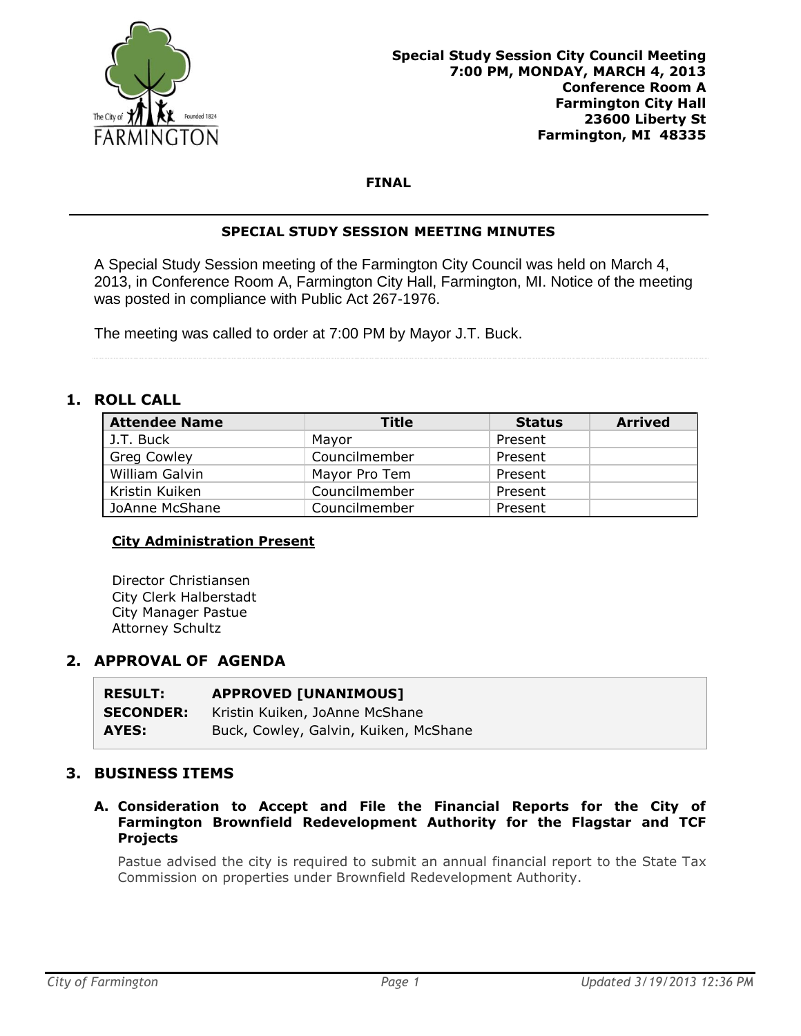**Special Study Session City Council Meeting**
**7:00 PM, MONDAY, MARCH 4, 2013**
**Conference Room A**
**Farmington City Hall**
**23600 Liberty St**
**Farmington, MI 48335**

**FINAL**

---

**SPECIAL STUDY SESSION MEETING MINUTES**

A Special Study Session meeting of the Farmington City Council was held on March 4, 2013, in Conference Room A, Farmington City Hall, Farmington, MI. Notice of the meeting was posted in compliance with Public Act 267-1976.

The meeting was called to order at 7:00 PM by Mayor J.T. Buck.

## 1. ROLL CALL

| Attendee Name | Title | Status | Arrived |
|---|---|---|---|
| J.T. Buck | Mayor | Present | |
| Greg Cowley | Councilmember | Present | |
| William Galvin | Mayor Pro Tem | Present | |
| Kristin Kuiken | Councilmember | Present | |
| JoAnne McShane | Councilmember | Present | |

**City Administration Present**

Director Christiansen
City Clerk Halberstadt
City Manager Pastue
Attorney Schultz

## 2. APPROVAL OF AGENDA

| | |
|---|---|
| **RESULT:** | **APPROVED [UNANIMOUS]** |
| **SECONDER:** | Kristin Kuiken, JoAnne McShane |
| **AYES:** | Buck, Cowley, Galvin, Kuiken, McShane |

## 3. BUSINESS ITEMS

### A. Consideration to Accept and File the Financial Reports for the City of Farmington Brownfield Redevelopment Authority for the Flagstar and TCF Projects

Pastue advised the city is required to submit an annual financial report to the State Tax Commission on properties under Brownfield Redevelopment Authority.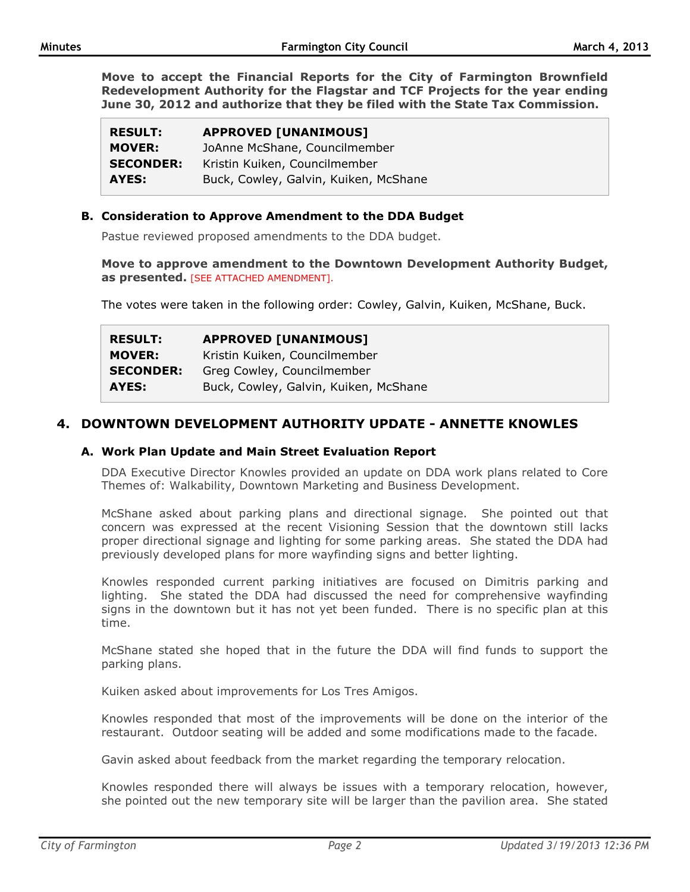**Move to accept the Financial Reports for the City of Farmington Brownfield Redevelopment Authority for the Flagstar and TCF Projects for the year ending June 30, 2012 and authorize that they be filed with the State Tax Commission.**

| | |
|---|---|
| **RESULT:** | **APPROVED [UNANIMOUS]** |
| **MOVER:** | JoAnne McShane, Councilmember |
| **SECONDER:** | Kristin Kuiken, Councilmember |
| **AYES:** | Buck, Cowley, Galvin, Kuiken, McShane |

### B. Consideration to Approve Amendment to the DDA Budget

Pastue reviewed proposed amendments to the DDA budget.

**Move to approve amendment to the Downtown Development Authority Budget, as presented.** [SEE ATTACHED AMENDMENT].

The votes were taken in the following order: Cowley, Galvin, Kuiken, McShane, Buck.

| | |
|---|---|
| **RESULT:** | **APPROVED [UNANIMOUS]** |
| **MOVER:** | Kristin Kuiken, Councilmember |
| **SECONDER:** | Greg Cowley, Councilmember |
| **AYES:** | Buck, Cowley, Galvin, Kuiken, McShane |

## 4. DOWNTOWN DEVELOPMENT AUTHORITY UPDATE - ANNETTE KNOWLES

### A. Work Plan Update and Main Street Evaluation Report

DDA Executive Director Knowles provided an update on DDA work plans related to Core Themes of: Walkability, Downtown Marketing and Business Development.

McShane asked about parking plans and directional signage. She pointed out that concern was expressed at the recent Visioning Session that the downtown still lacks proper directional signage and lighting for some parking areas. She stated the DDA had previously developed plans for more wayfinding signs and better lighting.

Knowles responded current parking initiatives are focused on Dimitris parking and lighting. She stated the DDA had discussed the need for comprehensive wayfinding signs in the downtown but it has not yet been funded. There is no specific plan at this time.

McShane stated she hoped that in the future the DDA will find funds to support the parking plans.

Kuiken asked about improvements for Los Tres Amigos.

Knowles responded that most of the improvements will be done on the interior of the restaurant. Outdoor seating will be added and some modifications made to the facade.

Gavin asked about feedback from the market regarding the temporary relocation.

Knowles responded there will always be issues with a temporary relocation, however, she pointed out the new temporary site will be larger than the pavilion area. She stated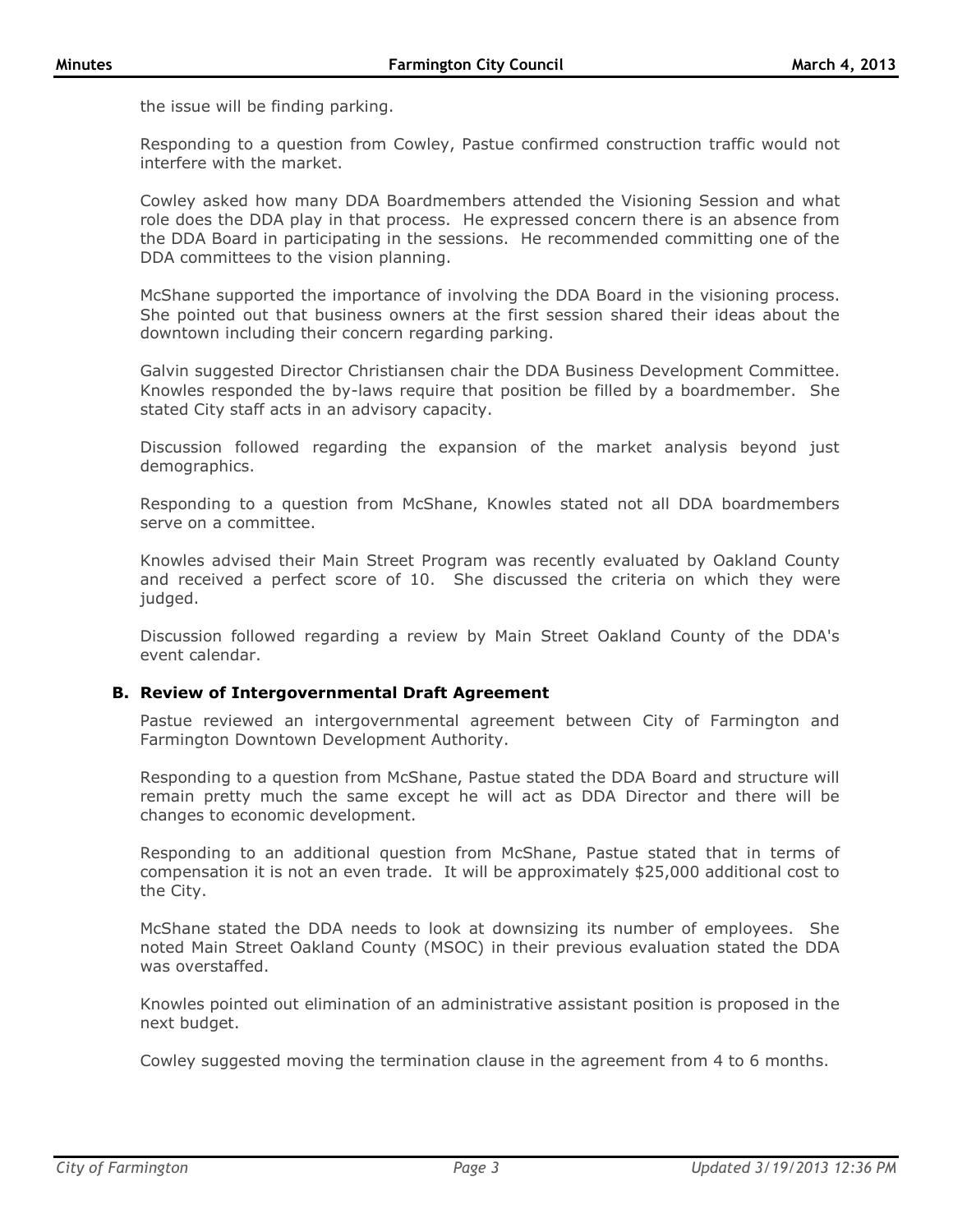the issue will be finding parking.

Responding to a question from Cowley, Pastue confirmed construction traffic would not interfere with the market.

Cowley asked how many DDA Boardmembers attended the Visioning Session and what role does the DDA play in that process. He expressed concern there is an absence from the DDA Board in participating in the sessions. He recommended committing one of the DDA committees to the vision planning.

McShane supported the importance of involving the DDA Board in the visioning process. She pointed out that business owners at the first session shared their ideas about the downtown including their concern regarding parking.

Galvin suggested Director Christiansen chair the DDA Business Development Committee. Knowles responded the by-laws require that position be filled by a boardmember. She stated City staff acts in an advisory capacity.

Discussion followed regarding the expansion of the market analysis beyond just demographics.

Responding to a question from McShane, Knowles stated not all DDA boardmembers serve on a committee.

Knowles advised their Main Street Program was recently evaluated by Oakland County and received a perfect score of 10. She discussed the criteria on which they were judged.

Discussion followed regarding a review by Main Street Oakland County of the DDA's event calendar.

### B. Review of Intergovernmental Draft Agreement

Pastue reviewed an intergovernmental agreement between City of Farmington and Farmington Downtown Development Authority.

Responding to a question from McShane, Pastue stated the DDA Board and structure will remain pretty much the same except he will act as DDA Director and there will be changes to economic development.

Responding to an additional question from McShane, Pastue stated that in terms of compensation it is not an even trade. It will be approximately $25,000 additional cost to the City.

McShane stated the DDA needs to look at downsizing its number of employees. She noted Main Street Oakland County (MSOC) in their previous evaluation stated the DDA was overstaffed.

Knowles pointed out elimination of an administrative assistant position is proposed in the next budget.

Cowley suggested moving the termination clause in the agreement from 4 to 6 months.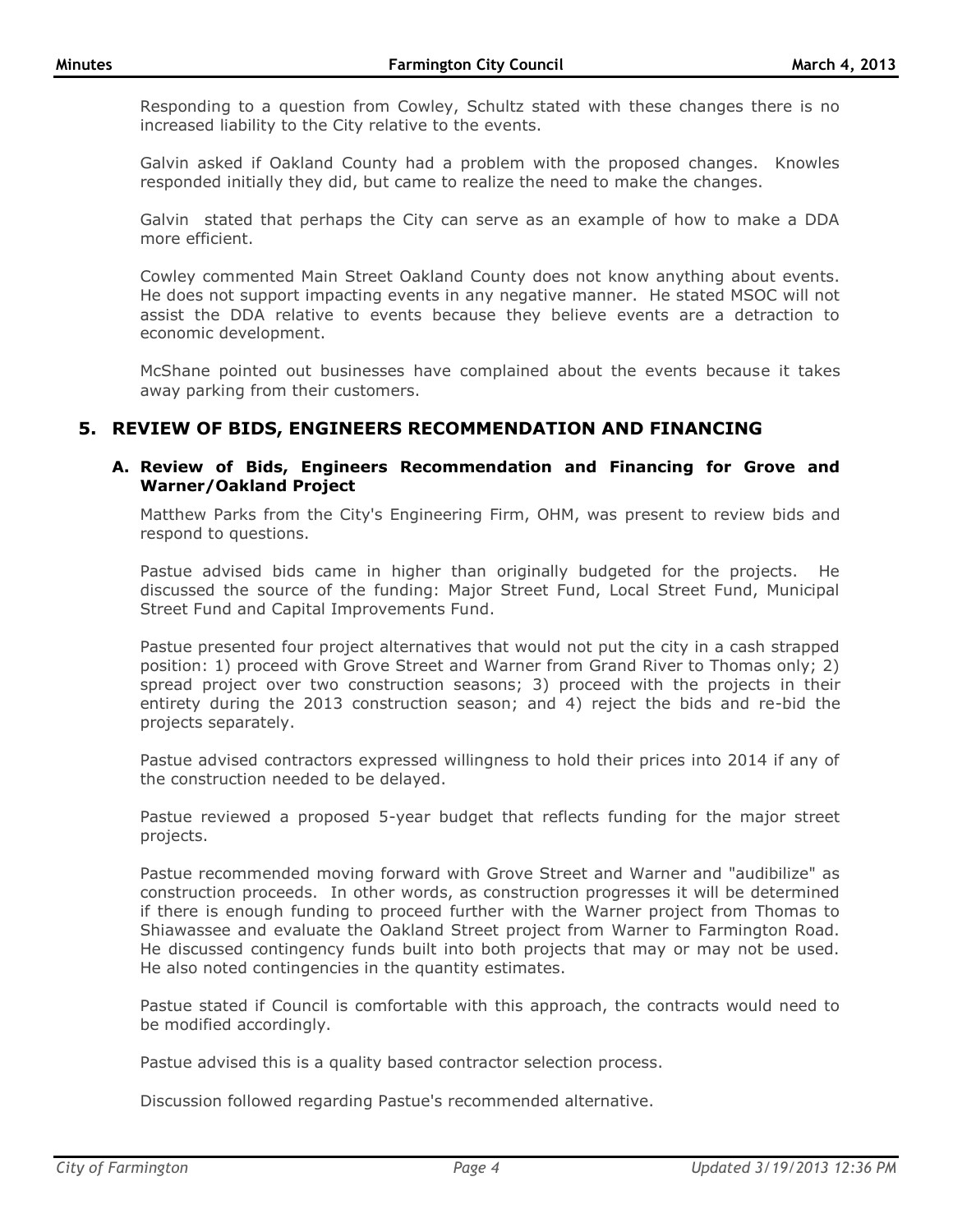Responding to a question from Cowley, Schultz stated with these changes there is no increased liability to the City relative to the events.

Galvin asked if Oakland County had a problem with the proposed changes. Knowles responded initially they did, but came to realize the need to make the changes.

Galvin stated that perhaps the City can serve as an example of how to make a DDA more efficient.

Cowley commented Main Street Oakland County does not know anything about events. He does not support impacting events in any negative manner. He stated MSOC will not assist the DDA relative to events because they believe events are a detraction to economic development.

McShane pointed out businesses have complained about the events because it takes away parking from their customers.

## 5. REVIEW OF BIDS, ENGINEERS RECOMMENDATION AND FINANCING

### A. Review of Bids, Engineers Recommendation and Financing for Grove and Warner/Oakland Project

Matthew Parks from the City's Engineering Firm, OHM, was present to review bids and respond to questions.

Pastue advised bids came in higher than originally budgeted for the projects. He discussed the source of the funding: Major Street Fund, Local Street Fund, Municipal Street Fund and Capital Improvements Fund.

Pastue presented four project alternatives that would not put the city in a cash strapped position: 1) proceed with Grove Street and Warner from Grand River to Thomas only; 2) spread project over two construction seasons; 3) proceed with the projects in their entirety during the 2013 construction season; and 4) reject the bids and re-bid the projects separately.

Pastue advised contractors expressed willingness to hold their prices into 2014 if any of the construction needed to be delayed.

Pastue reviewed a proposed 5-year budget that reflects funding for the major street projects.

Pastue recommended moving forward with Grove Street and Warner and "audibilize" as construction proceeds. In other words, as construction progresses it will be determined if there is enough funding to proceed further with the Warner project from Thomas to Shiawassee and evaluate the Oakland Street project from Warner to Farmington Road. He discussed contingency funds built into both projects that may or may not be used. He also noted contingencies in the quantity estimates.

Pastue stated if Council is comfortable with this approach, the contracts would need to be modified accordingly.

Pastue advised this is a quality based contractor selection process.

Discussion followed regarding Pastue's recommended alternative.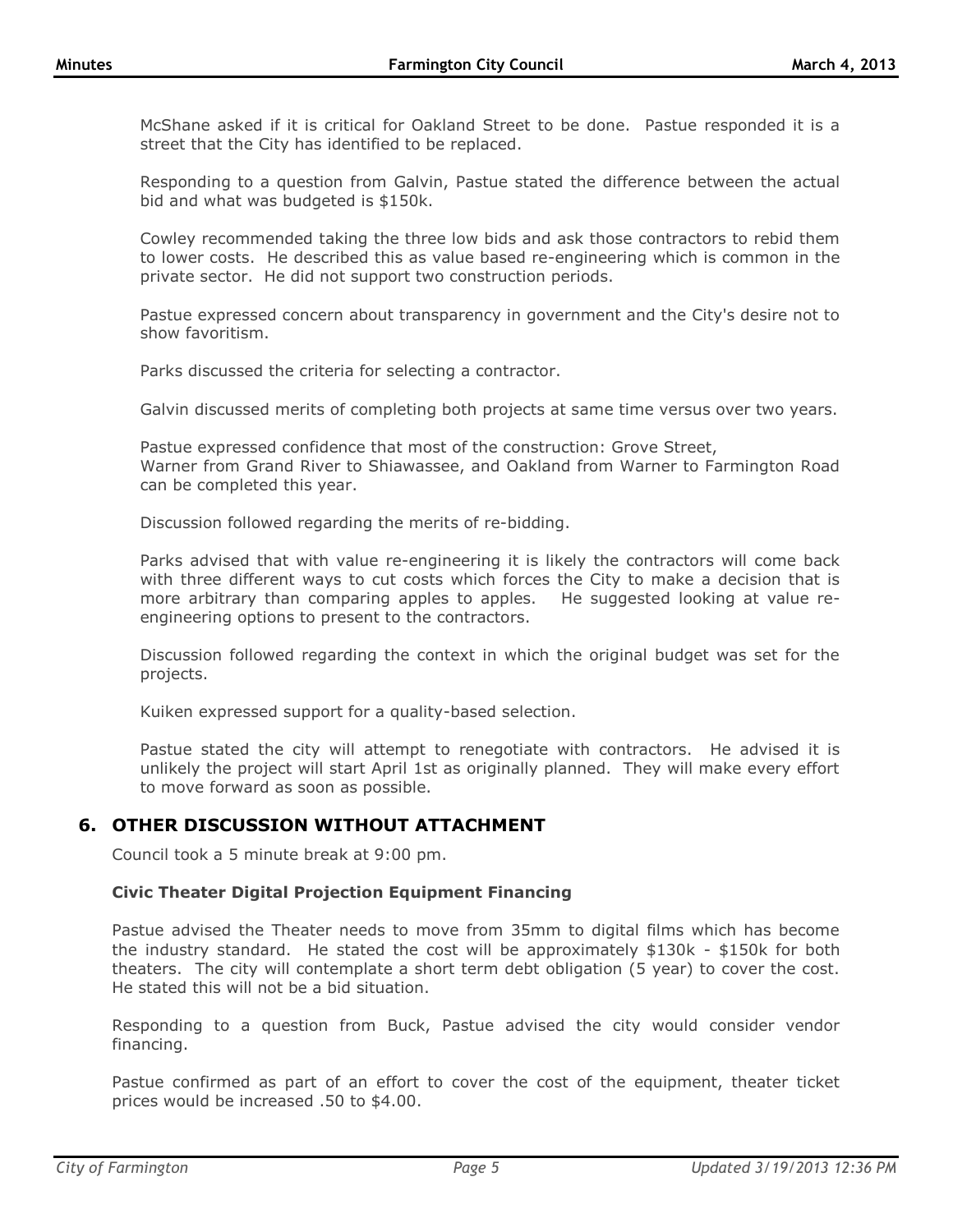McShane asked if it is critical for Oakland Street to be done. Pastue responded it is a street that the City has identified to be replaced.

Responding to a question from Galvin, Pastue stated the difference between the actual bid and what was budgeted is $150k.

Cowley recommended taking the three low bids and ask those contractors to rebid them to lower costs. He described this as value based re-engineering which is common in the private sector. He did not support two construction periods.

Pastue expressed concern about transparency in government and the City's desire not to show favoritism.

Parks discussed the criteria for selecting a contractor.

Galvin discussed merits of completing both projects at same time versus over two years.

Pastue expressed confidence that most of the construction: Grove Street, Warner from Grand River to Shiawassee, and Oakland from Warner to Farmington Road can be completed this year.

Discussion followed regarding the merits of re-bidding.

Parks advised that with value re-engineering it is likely the contractors will come back with three different ways to cut costs which forces the City to make a decision that is more arbitrary than comparing apples to apples. He suggested looking at value re-engineering options to present to the contractors.

Discussion followed regarding the context in which the original budget was set for the projects.

Kuiken expressed support for a quality-based selection.

Pastue stated the city will attempt to renegotiate with contractors. He advised it is unlikely the project will start April 1st as originally planned. They will make every effort to move forward as soon as possible.

## 6. OTHER DISCUSSION WITHOUT ATTACHMENT

Council took a 5 minute break at 9:00 pm.

**Civic Theater Digital Projection Equipment Financing**

Pastue advised the Theater needs to move from 35mm to digital films which has become the industry standard. He stated the cost will be approximately $130k - $150k for both theaters. The city will contemplate a short term debt obligation (5 year) to cover the cost. He stated this will not be a bid situation.

Responding to a question from Buck, Pastue advised the city would consider vendor financing.

Pastue confirmed as part of an effort to cover the cost of the equipment, theater ticket prices would be increased .50 to $4.00.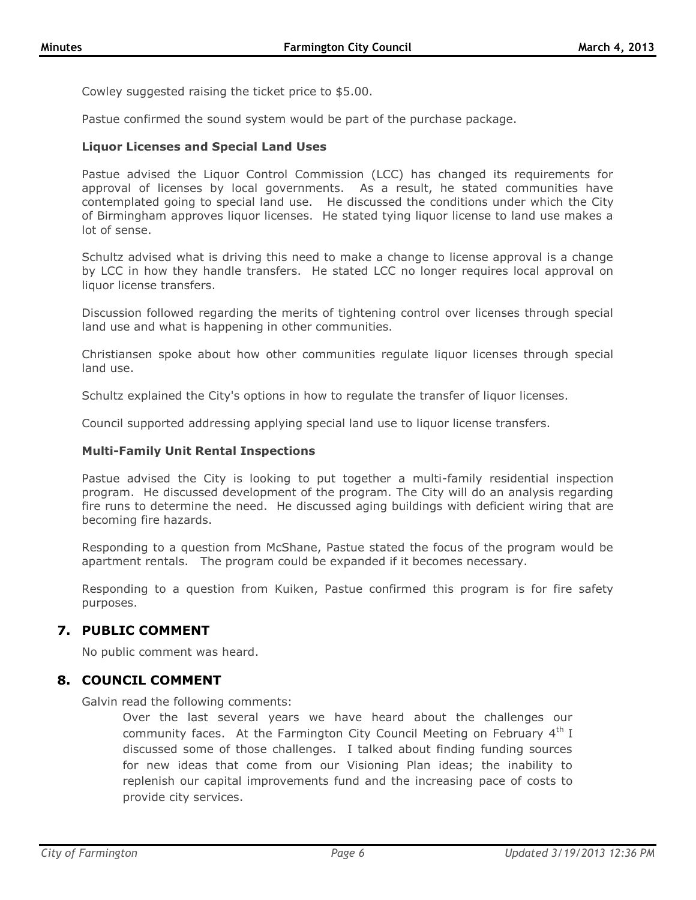Cowley suggested raising the ticket price to $5.00.

Pastue confirmed the sound system would be part of the purchase package.

**Liquor Licenses and Special Land Uses**

Pastue advised the Liquor Control Commission (LCC) has changed its requirements for approval of licenses by local governments. As a result, he stated communities have contemplated going to special land use. He discussed the conditions under which the City of Birmingham approves liquor licenses. He stated tying liquor license to land use makes a lot of sense.

Schultz advised what is driving this need to make a change to license approval is a change by LCC in how they handle transfers. He stated LCC no longer requires local approval on liquor license transfers.

Discussion followed regarding the merits of tightening control over licenses through special land use and what is happening in other communities.

Christiansen spoke about how other communities regulate liquor licenses through special land use.

Schultz explained the City's options in how to regulate the transfer of liquor licenses.

Council supported addressing applying special land use to liquor license transfers.

**Multi-Family Unit Rental Inspections**

Pastue advised the City is looking to put together a multi-family residential inspection program. He discussed development of the program. The City will do an analysis regarding fire runs to determine the need. He discussed aging buildings with deficient wiring that are becoming fire hazards.

Responding to a question from McShane, Pastue stated the focus of the program would be apartment rentals. The program could be expanded if it becomes necessary.

Responding to a question from Kuiken, Pastue confirmed this program is for fire safety purposes.

## 7. PUBLIC COMMENT

No public comment was heard.

## 8. COUNCIL COMMENT

Galvin read the following comments:

> Over the last several years we have heard about the challenges our community faces. At the Farmington City Council Meeting on February 4th I discussed some of those challenges. I talked about finding funding sources for new ideas that come from our Visioning Plan ideas; the inability to replenish our capital improvements fund and the increasing pace of costs to provide city services.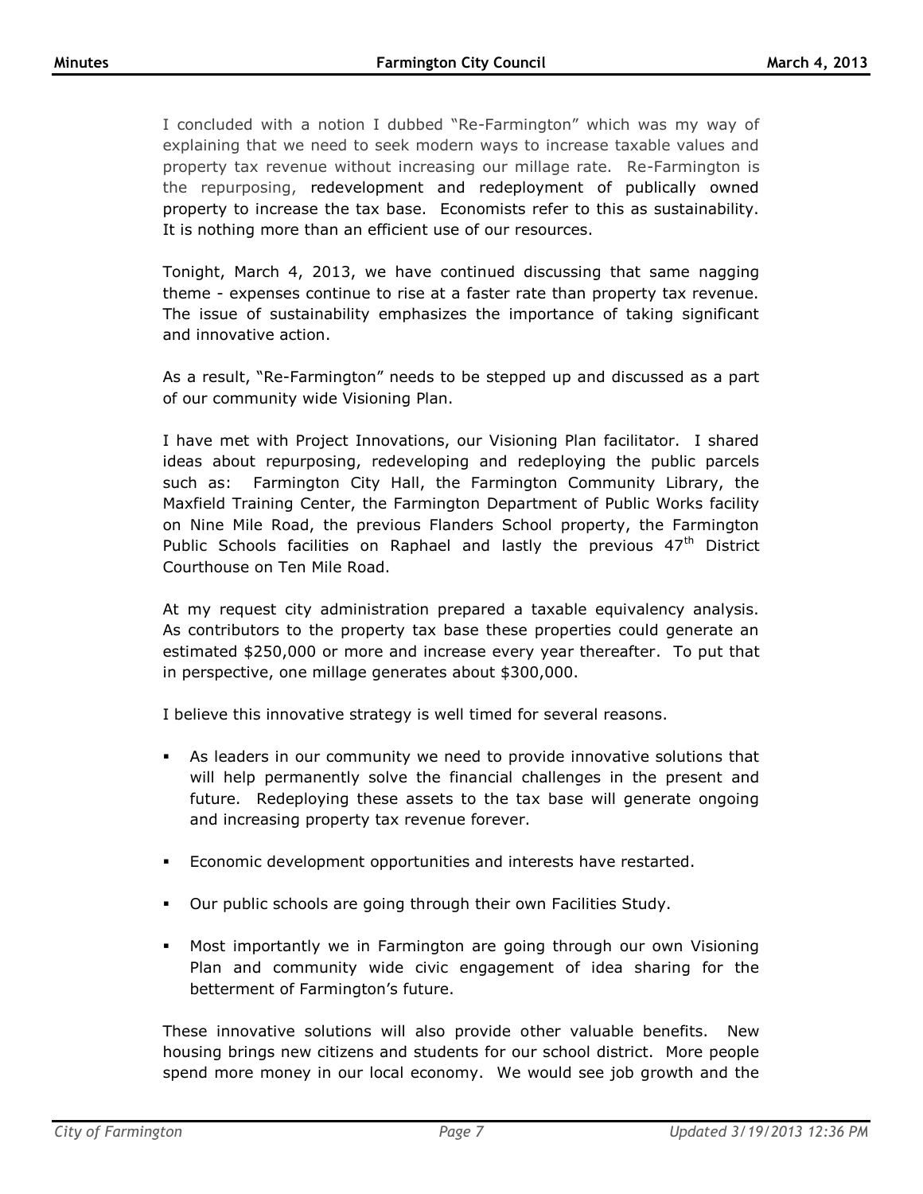I concluded with a notion I dubbed "Re-Farmington" which was my way of explaining that we need to seek modern ways to increase taxable values and property tax revenue without increasing our millage rate. Re-Farmington is the repurposing, redevelopment and redeployment of publically owned property to increase the tax base. Economists refer to this as sustainability. It is nothing more than an efficient use of our resources.

Tonight, March 4, 2013, we have continued discussing that same nagging theme - expenses continue to rise at a faster rate than property tax revenue. The issue of sustainability emphasizes the importance of taking significant and innovative action.

As a result, "Re-Farmington" needs to be stepped up and discussed as a part of our community wide Visioning Plan.

I have met with Project Innovations, our Visioning Plan facilitator. I shared ideas about repurposing, redeveloping and redeploying the public parcels such as: Farmington City Hall, the Farmington Community Library, the Maxfield Training Center, the Farmington Department of Public Works facility on Nine Mile Road, the previous Flanders School property, the Farmington Public Schools facilities on Raphael and lastly the previous 47th District Courthouse on Ten Mile Road.

At my request city administration prepared a taxable equivalency analysis. As contributors to the property tax base these properties could generate an estimated $250,000 or more and increase every year thereafter. To put that in perspective, one millage generates about $300,000.

I believe this innovative strategy is well timed for several reasons.

- As leaders in our community we need to provide innovative solutions that will help permanently solve the financial challenges in the present and future. Redeploying these assets to the tax base will generate ongoing and increasing property tax revenue forever.
- Economic development opportunities and interests have restarted.
- Our public schools are going through their own Facilities Study.
- Most importantly we in Farmington are going through our own Visioning Plan and community wide civic engagement of idea sharing for the betterment of Farmington's future.

These innovative solutions will also provide other valuable benefits. New housing brings new citizens and students for our school district. More people spend more money in our local economy. We would see job growth and the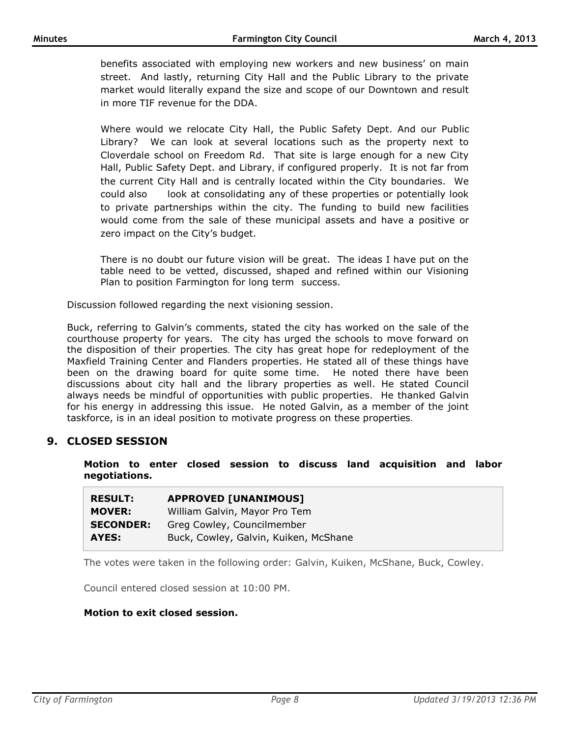benefits associated with employing new workers and new business' on main street. And lastly, returning City Hall and the Public Library to the private market would literally expand the size and scope of our Downtown and result in more TIF revenue for the DDA.

Where would we relocate City Hall, the Public Safety Dept. And our Public Library? We can look at several locations such as the property next to Cloverdale school on Freedom Rd. That site is large enough for a new City Hall, Public Safety Dept. and Library, if configured properly. It is not far from the current City Hall and is centrally located within the City boundaries. We could also look at consolidating any of these properties or potentially look to private partnerships within the city. The funding to build new facilities would come from the sale of these municipal assets and have a positive or zero impact on the City's budget.

There is no doubt our future vision will be great. The ideas I have put on the table need to be vetted, discussed, shaped and refined within our Visioning Plan to position Farmington for long term success.

Discussion followed regarding the next visioning session.

Buck, referring to Galvin's comments, stated the city has worked on the sale of the courthouse property for years. The city has urged the schools to move forward on the disposition of their properties. The city has great hope for redeployment of the Maxfield Training Center and Flanders properties. He stated all of these things have been on the drawing board for quite some time. He noted there have been discussions about city hall and the library properties as well. He stated Council always needs be mindful of opportunities with public properties. He thanked Galvin for his energy in addressing this issue. He noted Galvin, as a member of the joint taskforce, is in an ideal position to motivate progress on these properties.

## 9. CLOSED SESSION

**Motion to enter closed session to discuss land acquisition and labor negotiations.**

| | |
|---|---|
| **RESULT:** | **APPROVED [UNANIMOUS]** |
| **MOVER:** | William Galvin, Mayor Pro Tem |
| **SECONDER:** | Greg Cowley, Councilmember |
| **AYES:** | Buck, Cowley, Galvin, Kuiken, McShane |

The votes were taken in the following order: Galvin, Kuiken, McShane, Buck, Cowley.

Council entered closed session at 10:00 PM.

**Motion to exit closed session.**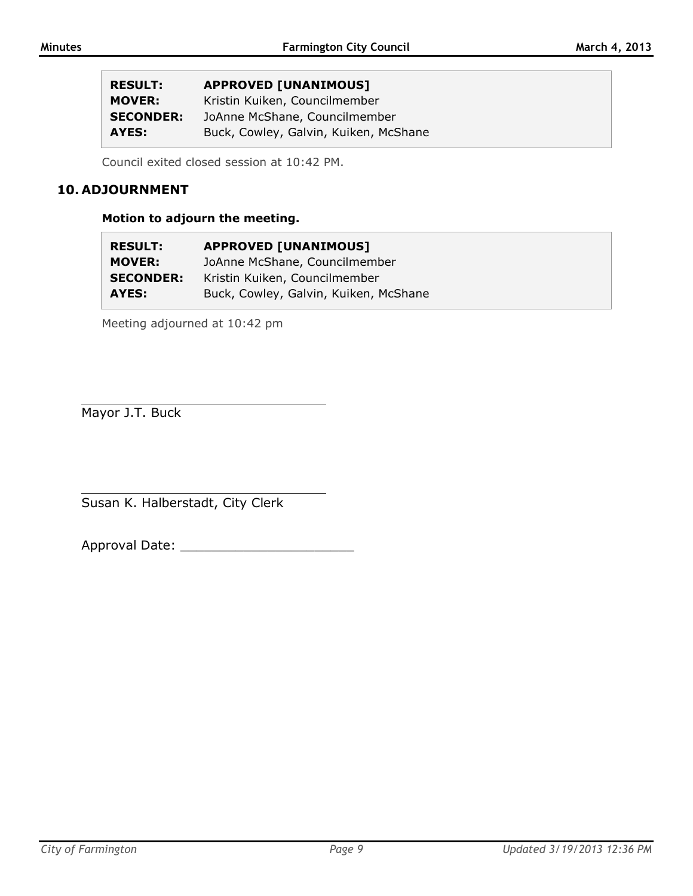| | |
|---|---|
| **RESULT:** | **APPROVED [UNANIMOUS]** |
| **MOVER:** | Kristin Kuiken, Councilmember |
| **SECONDER:** | JoAnne McShane, Councilmember |
| **AYES:** | Buck, Cowley, Galvin, Kuiken, McShane |

Council exited closed session at 10:42 PM.

## 10. ADJOURNMENT

**Motion to adjourn the meeting.**

| | |
|---|---|
| **RESULT:** | **APPROVED [UNANIMOUS]** |
| **MOVER:** | JoAnne McShane, Councilmember |
| **SECONDER:** | Kristin Kuiken, Councilmember |
| **AYES:** | Buck, Cowley, Galvin, Kuiken, McShane |

Meeting adjourned at 10:42 pm

_______________________________
Mayor J.T. Buck

_______________________________
Susan K. Halberstadt, City Clerk

Approval Date: ______________________